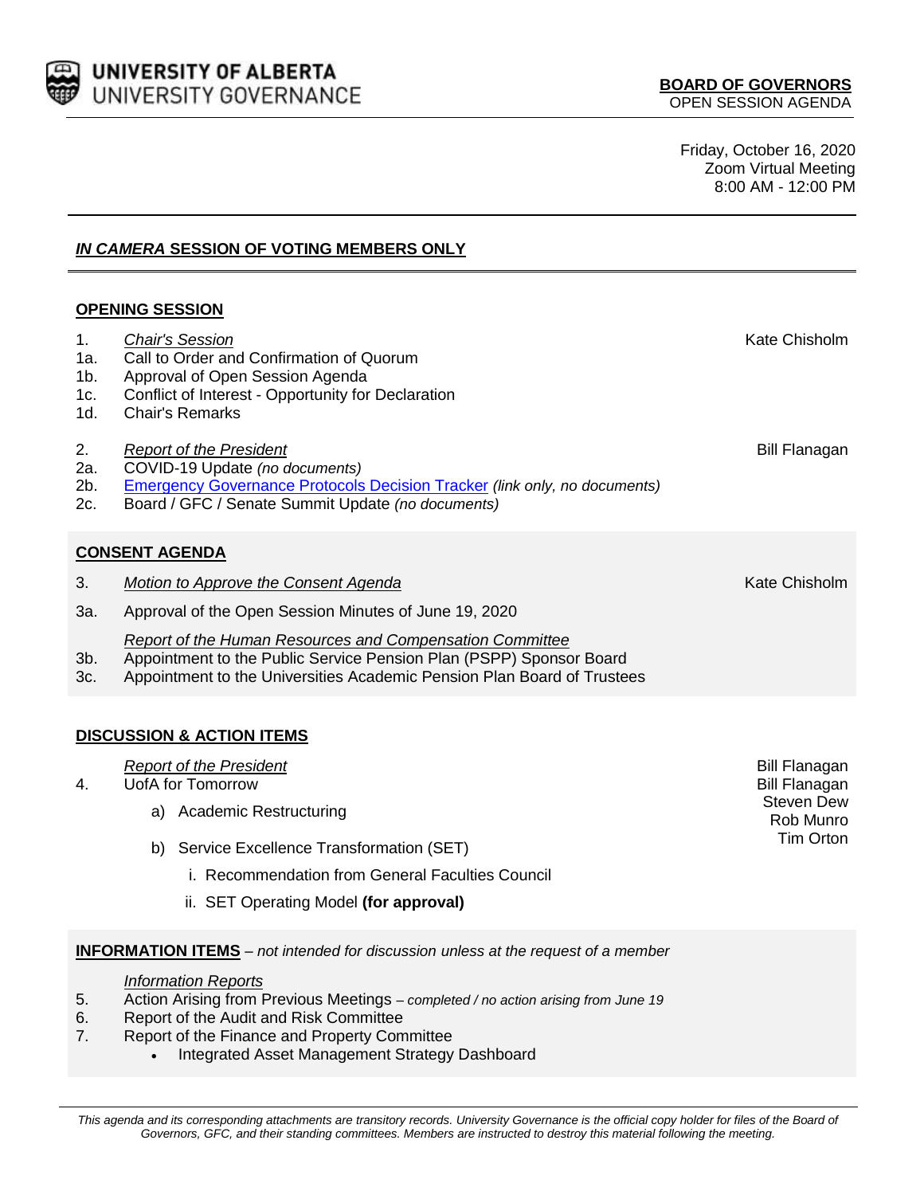UNIVERSITY OF ALBERTA
UNIVERSITY GOVERNANCE

**BOARD OF GOVERNORS**
OPEN SESSION AGENDA

Friday, October 16, 2020
Zoom Virtual Meeting
8:00 AM - 12:00 PM

## ***IN CAMERA*** **SESSION OF VOTING MEMBERS ONLY**

## OPENING SESSION

1. *Chair's Session* — Kate Chisholm
   - 1a. Call to Order and Confirmation of Quorum
   - 1b. Approval of Open Session Agenda
   - 1c. Conflict of Interest - Opportunity for Declaration
   - 1d. Chair's Remarks

2. *Report of the President* — Bill Flanagan
   - 2a. COVID-19 Update *(no documents)*
   - 2b. Emergency Governance Protocols Decision Tracker *(link only, no documents)*
   - 2c. Board / GFC / Senate Summit Update *(no documents)*

## CONSENT AGENDA

3. *Motion to Approve the Consent Agenda* — Kate Chisholm
   - 3a. Approval of the Open Session Minutes of June 19, 2020

   *Report of the Human Resources and Compensation Committee*
   - 3b. Appointment to the Public Service Pension Plan (PSPP) Sponsor Board
   - 3c. Appointment to the Universities Academic Pension Plan Board of Trustees

## DISCUSSION & ACTION ITEMS

*Report of the President* — Bill Flanagan

4. UofA for Tomorrow — Bill Flanagan, Steven Dew, Rob Munro, Tim Orton
   - a) Academic Restructuring
   - b) Service Excellence Transformation (SET)
     - i. Recommendation from General Faculties Council
     - ii. SET Operating Model **(for approval)**

## INFORMATION ITEMS – *not intended for discussion unless at the request of a member*

*Information Reports*

5. Action Arising from Previous Meetings *– completed / no action arising from June 19*
6. Report of the Audit and Risk Committee
7. Report of the Finance and Property Committee
   - Integrated Asset Management Strategy Dashboard

*This agenda and its corresponding attachments are transitory records. University Governance is the official copy holder for files of the Board of Governors, GFC, and their standing committees. Members are instructed to destroy this material following the meeting.*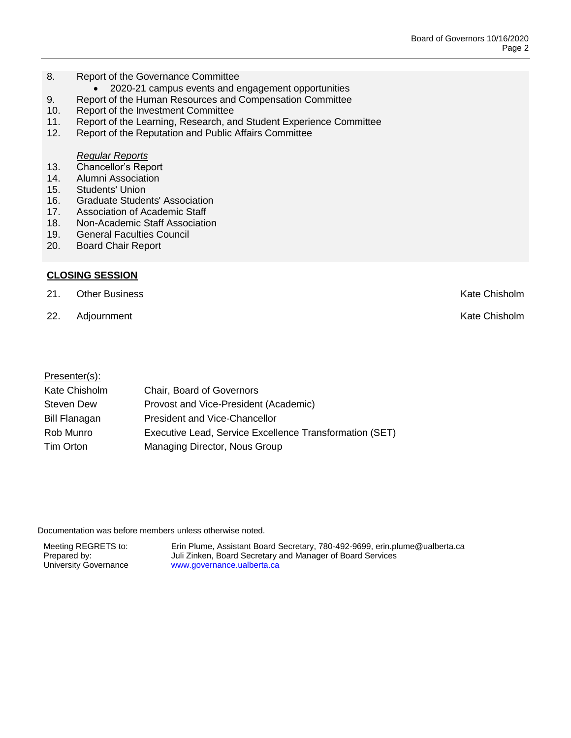8. Report of the Governance Committee
   - 2020-21 campus events and engagement opportunities
9. Report of the Human Resources and Compensation Committee
10. Report of the Investment Committee
11. Report of the Learning, Research, and Student Experience Committee
12. Report of the Reputation and Public Affairs Committee

*Regular Reports*

13. Chancellor's Report
14. Alumni Association
15. Students' Union
16. Graduate Students' Association
17. Association of Academic Staff
18. Non-Academic Staff Association
19. General Faculties Council
20. Board Chair Report

**CLOSING SESSION**

21. Other Business — Kate Chisholm
22. Adjournment — Kate Chisholm

Presenter(s):

| | |
|---|---|
| Kate Chisholm | Chair, Board of Governors |
| Steven Dew | Provost and Vice-President (Academic) |
| Bill Flanagan | President and Vice-Chancellor |
| Rob Munro | Executive Lead, Service Excellence Transformation (SET) |
| Tim Orton | Managing Director, Nous Group |

Documentation was before members unless otherwise noted.

| | |
|---|---|
| Meeting REGRETS to: | Erin Plume, Assistant Board Secretary, 780-492-9699, erin.plume@ualberta.ca |
| Prepared by: | Juli Zinken, Board Secretary and Manager of Board Services |
| University Governance | www.governance.ualberta.ca |